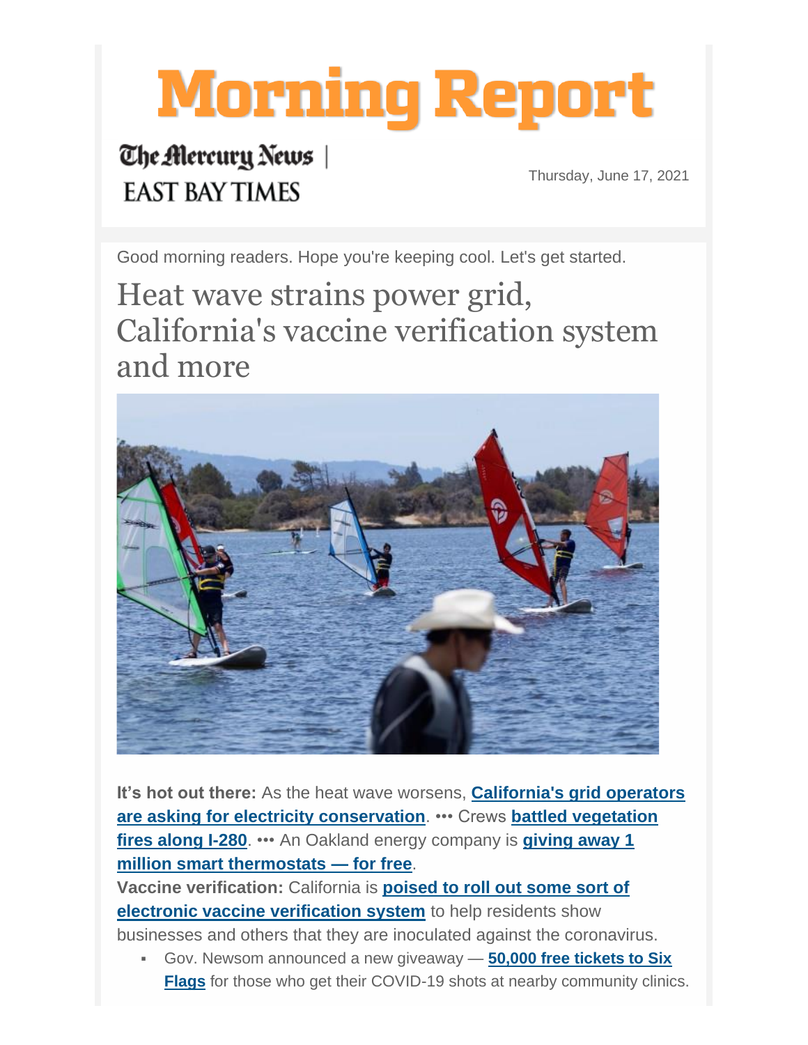# Morning Report

The Mercury News | EAST BAY TIMES

Thursday, June 17, 2021

Good morning readers. Hope you're keeping cool. Let's get started.

## Heat wave strains power grid, California's vaccine verification system and more

**It's hot out there:** As the heat wave worsens, **California's grid operators are asking for electricity conservation**. ••• Crews **battled vegetation fires along I-280**. ••• An Oakland energy company is **giving away 1 million smart thermostats — for free**.

**Vaccine verification:** California is **poised to roll out some sort of electronic vaccine verification system** to help residents show businesses and others that they are inoculated against the coronavirus.

- Gov. Newsom announced a new giveaway — **50,000 free tickets to Six Flags** for those who get their COVID-19 shots at nearby community clinics.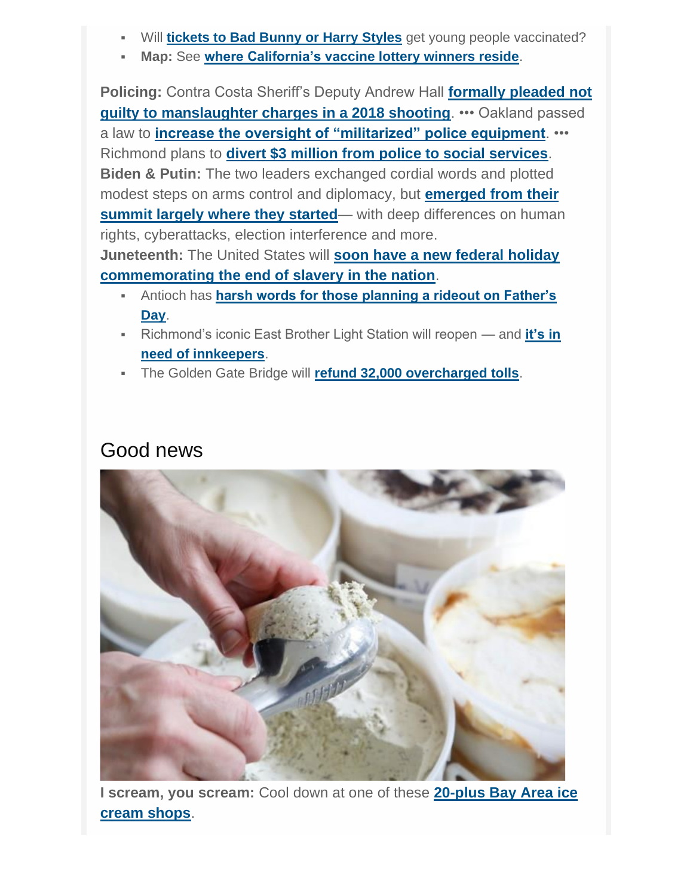- Will **tickets to Bad Bunny or Harry Styles** get young people vaccinated?
- **Map:** See **where California's vaccine lottery winners reside**.

**Policing:** Contra Costa Sheriff's Deputy Andrew Hall **formally pleaded not guilty to manslaughter charges in a 2018 shooting**. ••• Oakland passed a law to **increase the oversight of "militarized" police equipment**. ••• Richmond plans to **divert $3 million from police to social services**.

**Biden & Putin:** The two leaders exchanged cordial words and plotted modest steps on arms control and diplomacy, but **emerged from their summit largely where they started**— with deep differences on human rights, cyberattacks, election interference and more.

**Juneteenth:** The United States will **soon have a new federal holiday commemorating the end of slavery in the nation**.

- Antioch has **harsh words for those planning a rideout on Father's Day**.
- Richmond's iconic East Brother Light Station will reopen — and **it's in need of innkeepers**.
- The Golden Gate Bridge will **refund 32,000 overcharged tolls**.

## Good news

**I scream, you scream:** Cool down at one of these **20-plus Bay Area ice cream shops**.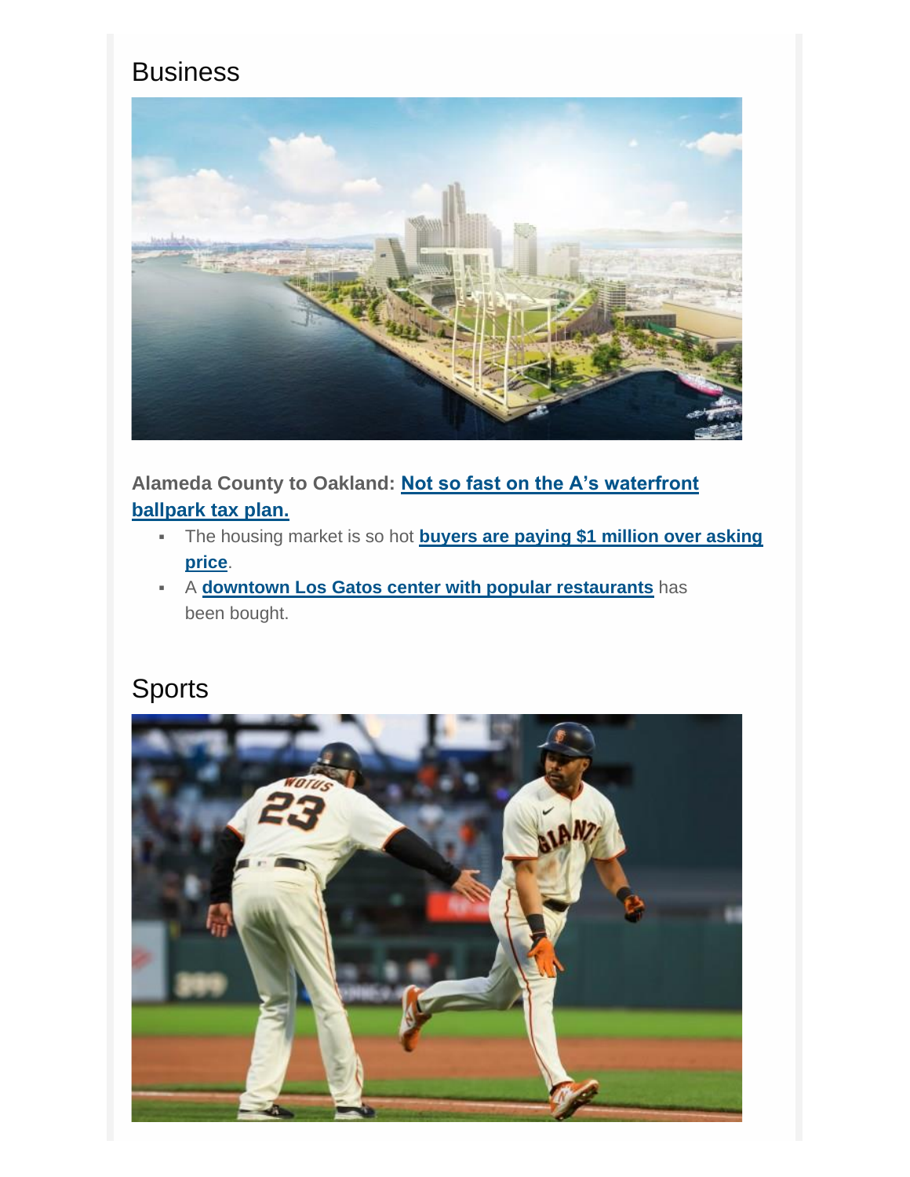## Business

**Alameda County to Oakland: Not so fast on the A's waterfront ballpark tax plan.**

- The housing market is so hot **buyers are paying $1 million over asking price**.
- A **downtown Los Gatos center with popular restaurants** has been bought.

## Sports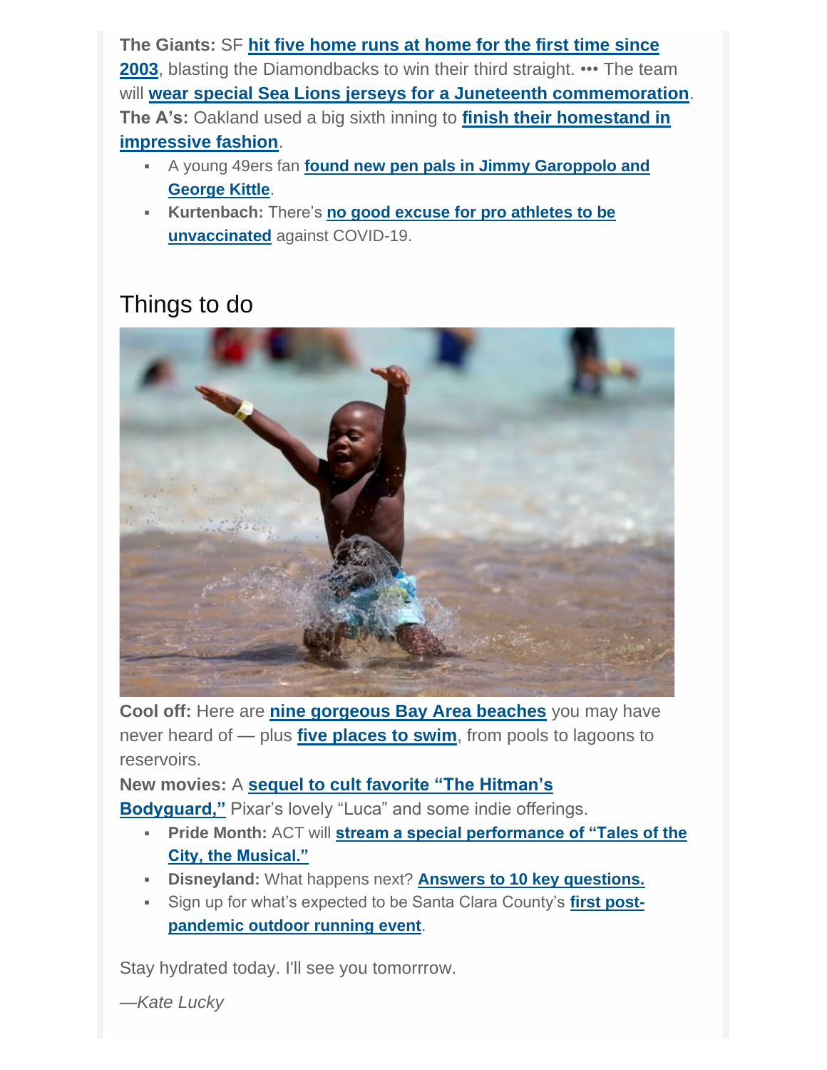**The Giants:** SF **hit five home runs at home for the first time since 2003**, blasting the Diamondbacks to win their third straight. ••• The team will **wear special Sea Lions jerseys for a Juneteenth commemoration**.

**The A's:** Oakland used a big sixth inning to **finish their homestand in impressive fashion**.

- A young 49ers fan **found new pen pals in Jimmy Garoppolo and George Kittle**.
- **Kurtenbach:** There's **no good excuse for pro athletes to be unvaccinated** against COVID-19.

## Things to do

**Cool off:** Here are **nine gorgeous Bay Area beaches** you may have never heard of — plus **five places to swim**, from pools to lagoons to reservoirs.

**New movies:** A **sequel to cult favorite "The Hitman's Bodyguard,"** Pixar's lovely "Luca" and some indie offerings.

- **Pride Month:** ACT will **stream a special performance of "Tales of the City, the Musical."**
- **Disneyland:** What happens next? **Answers to 10 key questions.**
- Sign up for what's expected to be Santa Clara County's **first post-pandemic outdoor running event**.

Stay hydrated today. I'll see you tomorrrow.

*—Kate Lucky*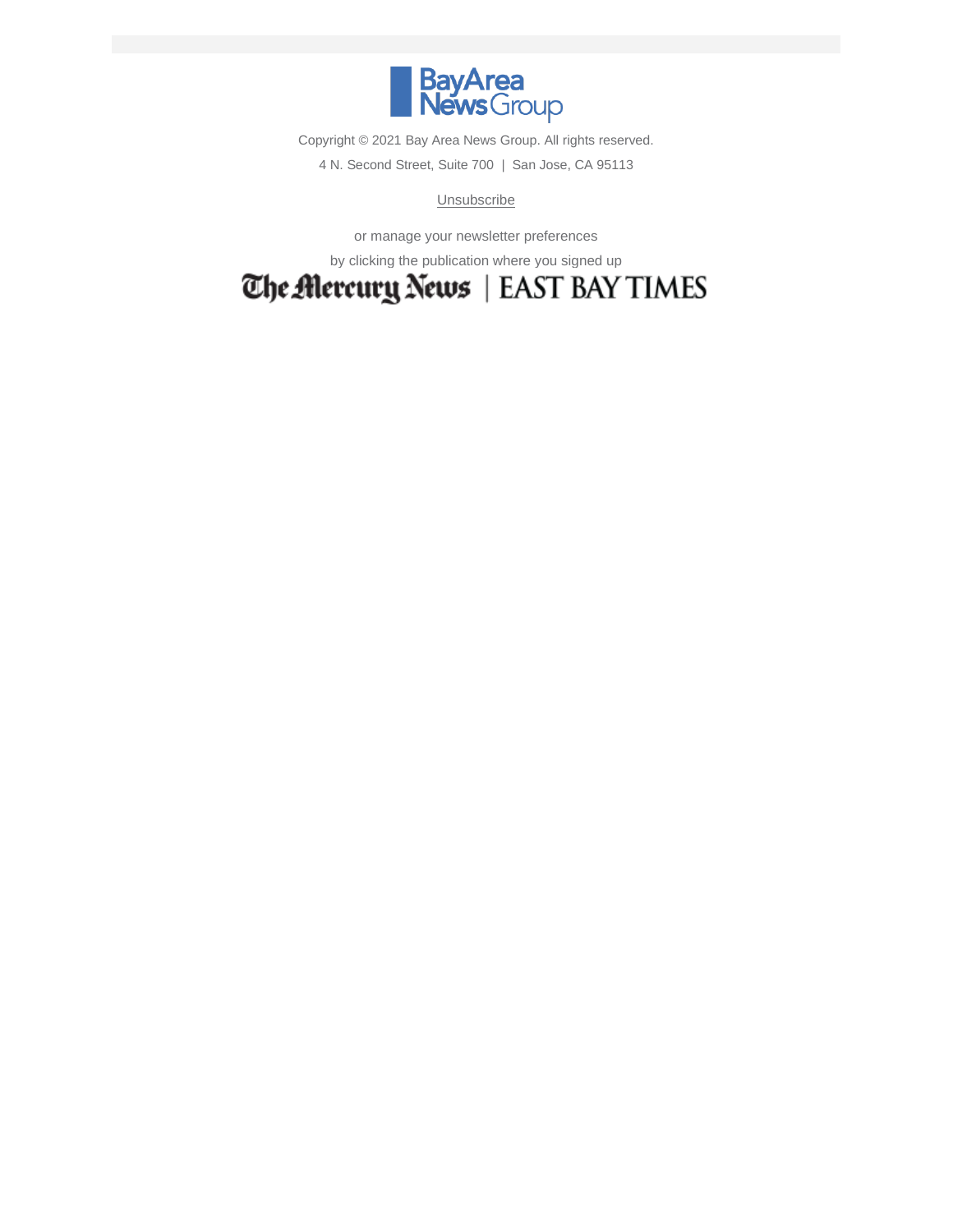Bay Area News Group

Copyright © 2021 Bay Area News Group. All rights reserved.

4 N. Second Street, Suite 700 | San Jose, CA 95113

Unsubscribe

or manage your newsletter preferences

by clicking the publication where you signed up

The Mercury News | EAST BAY TIMES